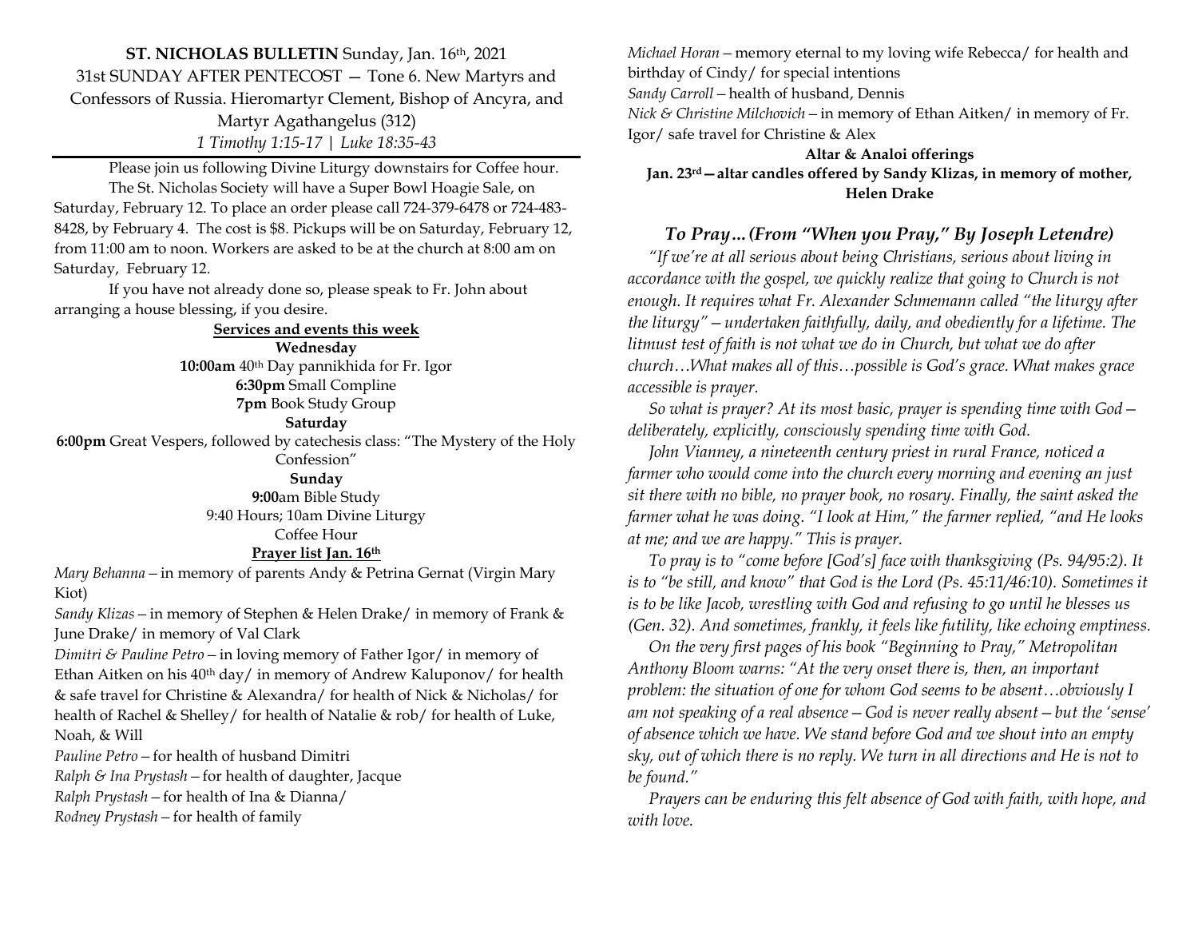**ST. NICHOLAS BULLETIN** Sunday, Jan. 16th, 2021

31st SUNDAY AFTER PENTECOST — Tone 6. New Martyrs and Confessors of Russia. Hieromartyr Clement, Bishop of Ancyra, and Martyr Agathangelus (312)

*1 Timothy 1:15-17 | Luke 18:35-43*

Please join us following Divine Liturgy downstairs for Coffee hour.

The St. Nicholas Society will have a Super Bowl Hoagie Sale, on Saturday, February 12. To place an order please call 724-379-6478 or 724-483-8428, by February 4. The cost is $8. Pickups will be on Saturday, February 12, from 11:00 am to noon. Workers are asked to be at the church at 8:00 am on Saturday, February 12.

If you have not already done so, please speak to Fr. John about arranging a house blessing, if you desire.

**Services and events this week**

**Wednesday**

**10:00am** 40th Day pannikhida for Fr. Igor

**6:30pm** Small Compline

**7pm** Book Study Group

**Saturday**

**6:00pm** Great Vespers, followed by catechesis class: "The Mystery of the Holy Confession"

**Sunday**

**9:00**am Bible Study

9:40 Hours; 10am Divine Liturgy

Coffee Hour

**Prayer list Jan. 16th**

*Mary Behanna* – in memory of parents Andy & Petrina Gernat (Virgin Mary Kiot)

*Sandy Klizas* – in memory of Stephen & Helen Drake/ in memory of Frank & June Drake/ in memory of Val Clark

*Dimitri & Pauline Petro* – in loving memory of Father Igor/ in memory of Ethan Aitken on his 40th day/ in memory of Andrew Kaluponov/ for health & safe travel for Christine & Alexandra/ for health of Nick & Nicholas/ for health of Rachel & Shelley/ for health of Natalie & rob/ for health of Luke, Noah, & Will

*Pauline Petro* – for health of husband Dimitri

*Ralph & Ina Prystash* – for health of daughter, Jacque

*Ralph Prystash* – for health of Ina & Dianna/

*Rodney Prystash* – for health of family

*Michael Horan* – memory eternal to my loving wife Rebecca/ for health and birthday of Cindy/ for special intentions

*Sandy Carroll* – health of husband, Dennis

*Nick & Christine Milchovich* – in memory of Ethan Aitken/ in memory of Fr. Igor/ safe travel for Christine & Alex

**Altar & Analoi offerings**

**Jan. 23rd – altar candles offered by Sandy Klizas, in memory of mother, Helen Drake**

### *To Pray… (From "When you Pray," By Joseph Letendre)*

*"If we're at all serious about being Christians, serious about living in accordance with the gospel, we quickly realize that going to Church is not enough. It requires what Fr. Alexander Schmemann called "the liturgy after the liturgy" – undertaken faithfully, daily, and obediently for a lifetime. The litmust test of faith is not what we do in Church, but what we do after church…What makes all of this…possible is God's grace. What makes grace accessible is prayer.*

*So what is prayer? At its most basic, prayer is spending time with God – deliberately, explicitly, consciously spending time with God.*

*John Vianney, a nineteenth century priest in rural France, noticed a farmer who would come into the church every morning and evening an just sit there with no bible, no prayer book, no rosary. Finally, the saint asked the farmer what he was doing. "I look at Him," the farmer replied, "and He looks at me; and we are happy." This is prayer.*

*To pray is to "come before [God's] face with thanksgiving (Ps. 94/95:2). It is to "be still, and know" that God is the Lord (Ps. 45:11/46:10). Sometimes it is to be like Jacob, wrestling with God and refusing to go until he blesses us (Gen. 32). And sometimes, frankly, it feels like futility, like echoing emptiness.*

*On the very first pages of his book "Beginning to Pray," Metropolitan Anthony Bloom warns: "At the very onset there is, then, an important problem: the situation of one for whom God seems to be absent…obviously I am not speaking of a real absence – God is never really absent – but the 'sense' of absence which we have. We stand before God and we shout into an empty sky, out of which there is no reply. We turn in all directions and He is not to be found."*

*Prayers can be enduring this felt absence of God with faith, with hope, and with love.*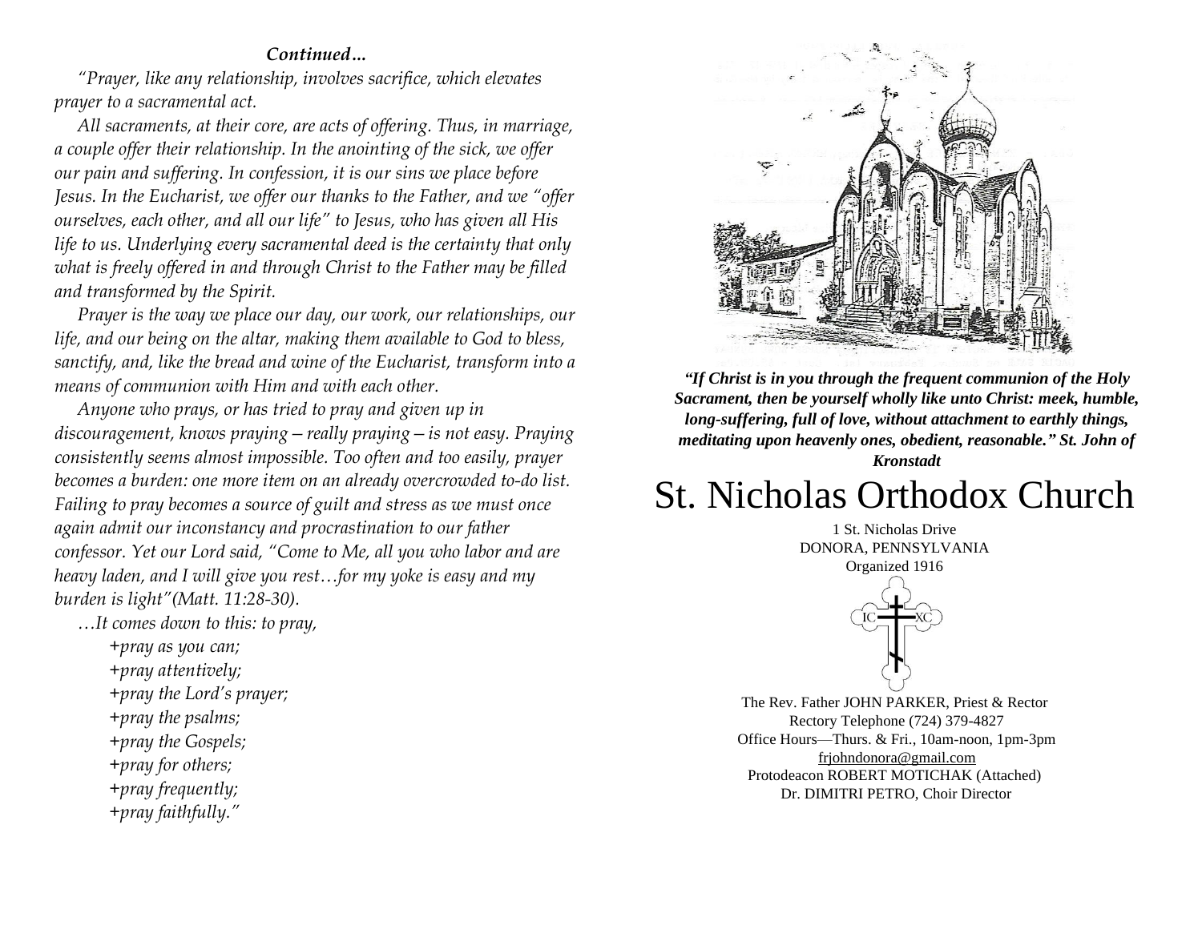*Continued…*

*"Prayer, like any relationship, involves sacrifice, which elevates prayer to a sacramental act.*

*All sacraments, at their core, are acts of offering. Thus, in marriage, a couple offer their relationship. In the anointing of the sick, we offer our pain and suffering. In confession, it is our sins we place before Jesus. In the Eucharist, we offer our thanks to the Father, and we "offer ourselves, each other, and all our life" to Jesus, who has given all His life to us. Underlying every sacramental deed is the certainty that only what is freely offered in and through Christ to the Father may be filled and transformed by the Spirit.*

*Prayer is the way we place our day, our work, our relationships, our life, and our being on the altar, making them available to God to bless, sanctify, and, like the bread and wine of the Eucharist, transform into a means of communion with Him and with each other.*

*Anyone who prays, or has tried to pray and given up in discouragement, knows praying – really praying – is not easy. Praying consistently seems almost impossible. Too often and too easily, prayer becomes a burden: one more item on an already overcrowded to-do list. Failing to pray becomes a source of guilt and stress as we must once again admit our inconstancy and procrastination to our father confessor. Yet our Lord said, "Come to Me, all you who labor and are heavy laden, and I will give you rest…for my yoke is easy and my burden is light"(Matt. 11:28-30).*

*…It comes down to this: to pray,*

*+pray as you can;*
*+pray attentively;*
*+pray the Lord's prayer;*
*+pray the psalms;*
*+pray the Gospels;*
*+pray for others;*
*+pray frequently;*
*+pray faithfully."*

***"If Christ is in you through the frequent communion of the Holy Sacrament, then be yourself wholly like unto Christ: meek, humble, long-suffering, full of love, without attachment to earthly things, meditating upon heavenly ones, obedient, reasonable." St. John of Kronstadt***

# St. Nicholas Orthodox Church

1 St. Nicholas Drive
DONORA, PENNSYLVANIA
Organized 1916

IC XC

The Rev. Father JOHN PARKER, Priest & Rector
Rectory Telephone (724) 379-4827
Office Hours—Thurs. & Fri., 10am-noon, 1pm-3pm
frjohndonora@gmail.com
Protodeacon ROBERT MOTICHAK (Attached)
Dr. DIMITRI PETRO, Choir Director